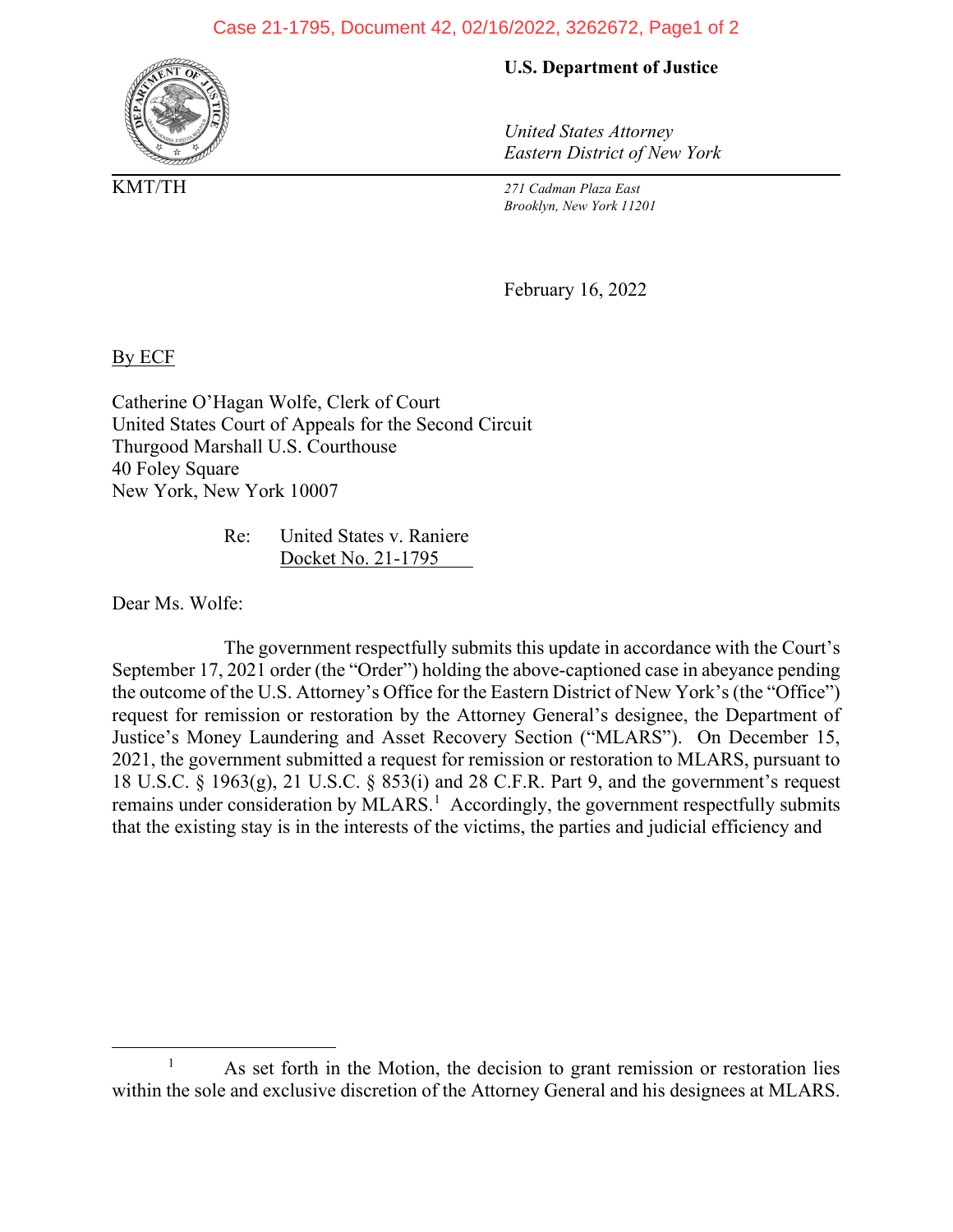**U.S. Department of Justice**

*United States Attorney*
*Eastern District of New York*

KMT/TH

*271 Cadman Plaza East*
*Brooklyn, New York 11201*

February 16, 2022

By ECF

Catherine O'Hagan Wolfe, Clerk of Court
United States Court of Appeals for the Second Circuit
Thurgood Marshall U.S. Courthouse
40 Foley Square
New York, New York 10007

Re: United States v. Raniere
Docket No. 21-1795

Dear Ms. Wolfe:

The government respectfully submits this update in accordance with the Court's September 17, 2021 order (the "Order") holding the above-captioned case in abeyance pending the outcome of the U.S. Attorney's Office for the Eastern District of New York's (the "Office") request for remission or restoration by the Attorney General's designee, the Department of Justice's Money Laundering and Asset Recovery Section ("MLARS"). On December 15, 2021, the government submitted a request for remission or restoration to MLARS, pursuant to 18 U.S.C. § 1963(g), 21 U.S.C. § 853(i) and 28 C.F.R. Part 9, and the government's request remains under consideration by MLARS.[1] Accordingly, the government respectfully submits that the existing stay is in the interests of the victims, the parties and judicial efficiency and

[1] As set forth in the Motion, the decision to grant remission or restoration lies within the sole and exclusive discretion of the Attorney General and his designees at MLARS.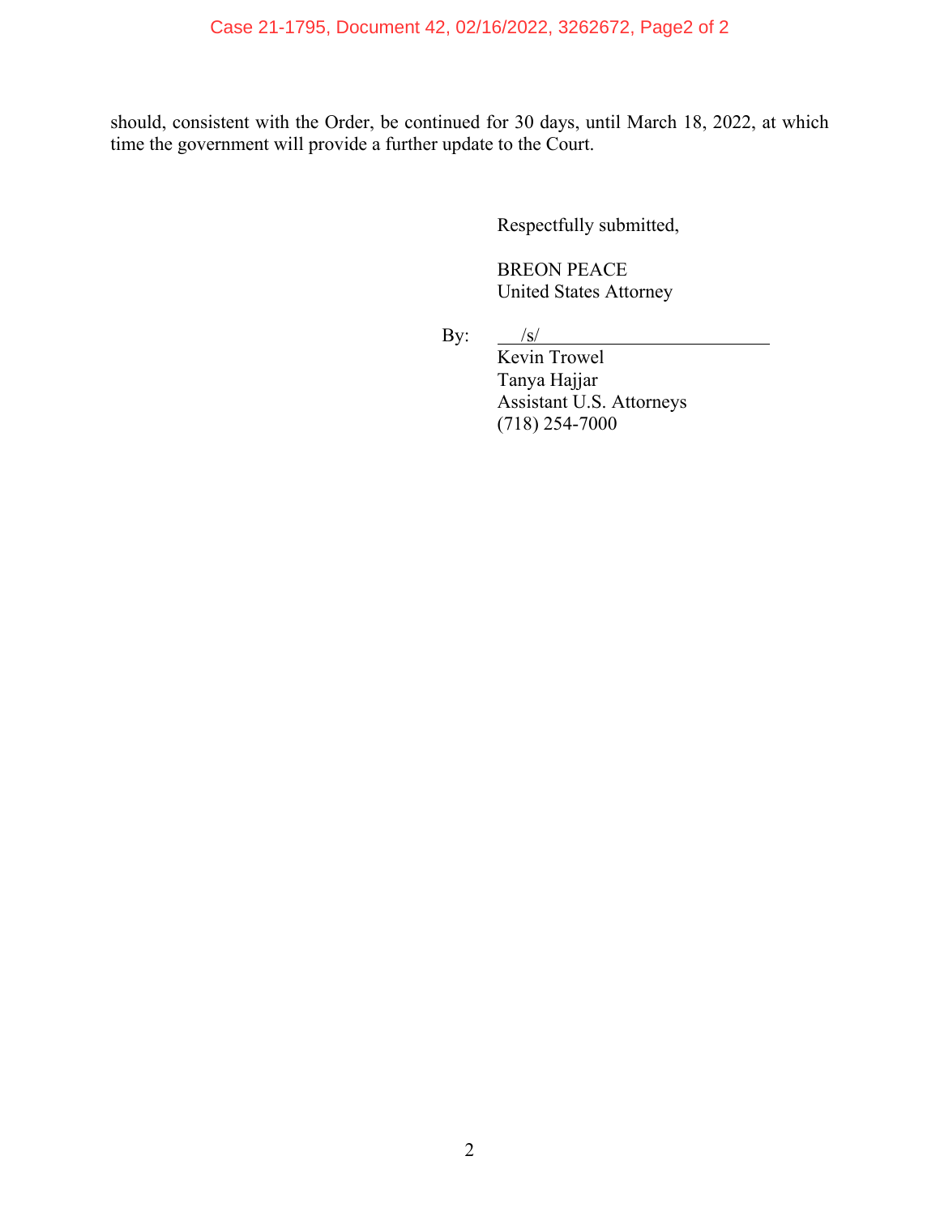should, consistent with the Order, be continued for 30 days, until March 18, 2022, at which time the government will provide a further update to the Court.

Respectfully submitted,

BREON PEACE
United States Attorney

By: /s/
Kevin Trowel
Tanya Hajjar
Assistant U.S. Attorneys
(718) 254-7000